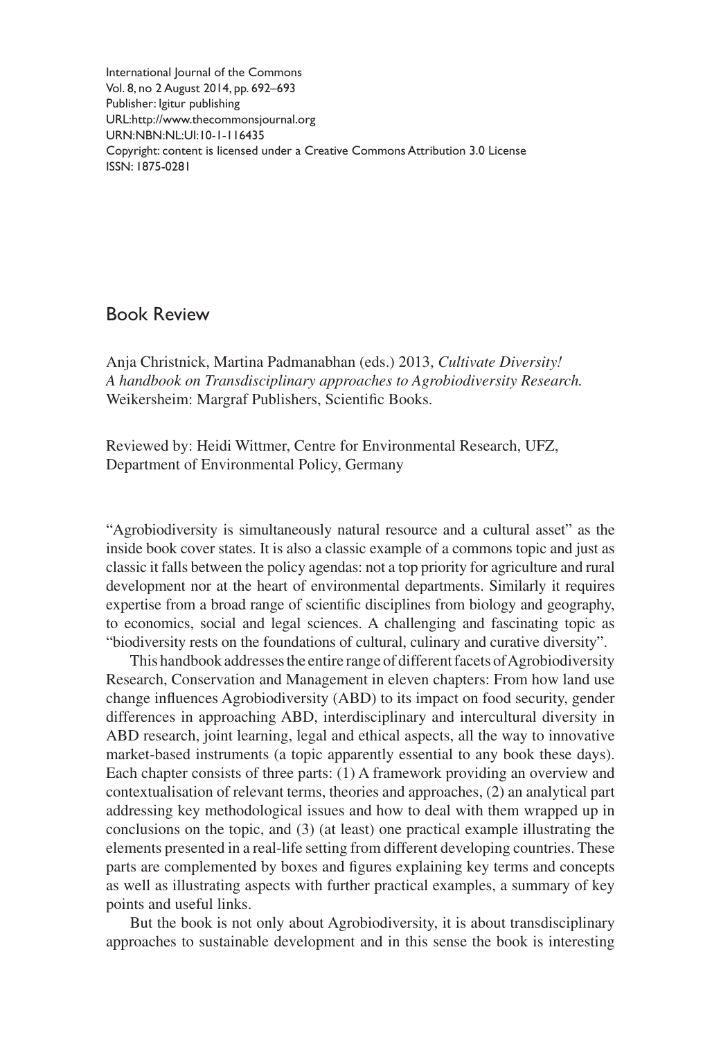## Book Review

Anja Christnick, Martina Padmanabhan (eds.) 2013, *Cultivate Diversity! A handbook on Transdisciplinary approaches to Agrobiodiversity Research.* Weikersheim: Margraf Publishers, Scientific Books.

Reviewed by: Heidi Wittmer, Centre for Environmental Research, UFZ, Department of Environmental Policy, Germany

"Agrobiodiversity is simultaneously natural resource and a cultural asset" as the inside book cover states. It is also a classic example of a commons topic and just as classic it falls between the policy agendas: not a top priority for agriculture and rural development nor at the heart of environmental departments. Similarly it requires expertise from a broad range of scientific disciplines from biology and geography, to economics, social and legal sciences. A challenging and fascinating topic as "biodiversity rests on the foundations of cultural, culinary and curative diversity".

This handbook addresses the entire range of different facets of Agrobiodiversity Research, Conservation and Management in eleven chapters: From how land use change influences Agrobiodiversity (ABD) to its impact on food security, gender differences in approaching ABD, interdisciplinary and intercultural diversity in ABD research, joint learning, legal and ethical aspects, all the way to innovative market-based instruments (a topic apparently essential to any book these days). Each chapter consists of three parts: (1) A framework providing an overview and contextualisation of relevant terms, theories and approaches, (2) an analytical part addressing key methodological issues and how to deal with them wrapped up in conclusions on the topic, and (3) (at least) one practical example illustrating the elements presented in a real-life setting from different developing countries. These parts are complemented by boxes and figures explaining key terms and concepts as well as illustrating aspects with further practical examples, a summary of key points and useful links.

But the book is not only about Agrobiodiversity, it is about transdisciplinary approaches to sustainable development and in this sense the book is interesting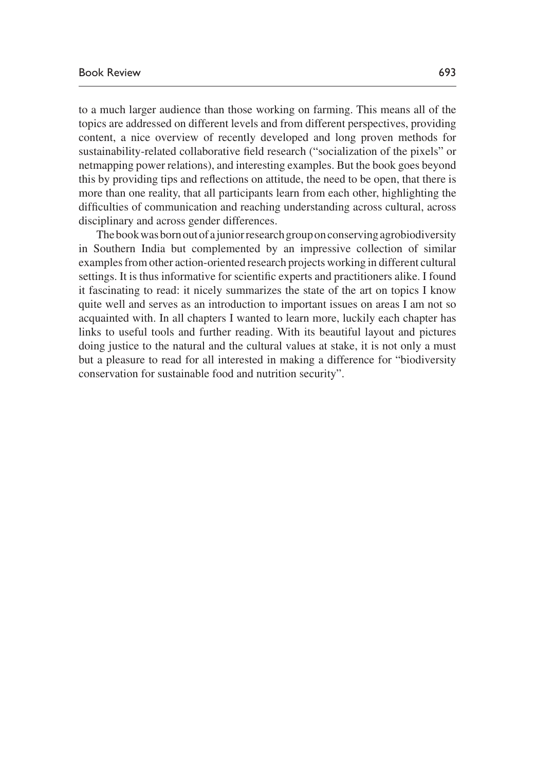to a much larger audience than those working on farming. This means all of the topics are addressed on different levels and from different perspectives, providing content, a nice overview of recently developed and long proven methods for sustainability-related collaborative field research ("socialization of the pixels" or netmapping power relations), and interesting examples. But the book goes beyond this by providing tips and reflections on attitude, the need to be open, that there is more than one reality, that all participants learn from each other, highlighting the difficulties of communication and reaching understanding across cultural, across disciplinary and across gender differences.

The book was born out of a junior research group on conserving agrobiodiversity in Southern India but complemented by an impressive collection of similar examples from other action-oriented research projects working in different cultural settings. It is thus informative for scientific experts and practitioners alike. I found it fascinating to read: it nicely summarizes the state of the art on topics I know quite well and serves as an introduction to important issues on areas I am not so acquainted with. In all chapters I wanted to learn more, luckily each chapter has links to useful tools and further reading. With its beautiful layout and pictures doing justice to the natural and the cultural values at stake, it is not only a must but a pleasure to read for all interested in making a difference for "biodiversity conservation for sustainable food and nutrition security".